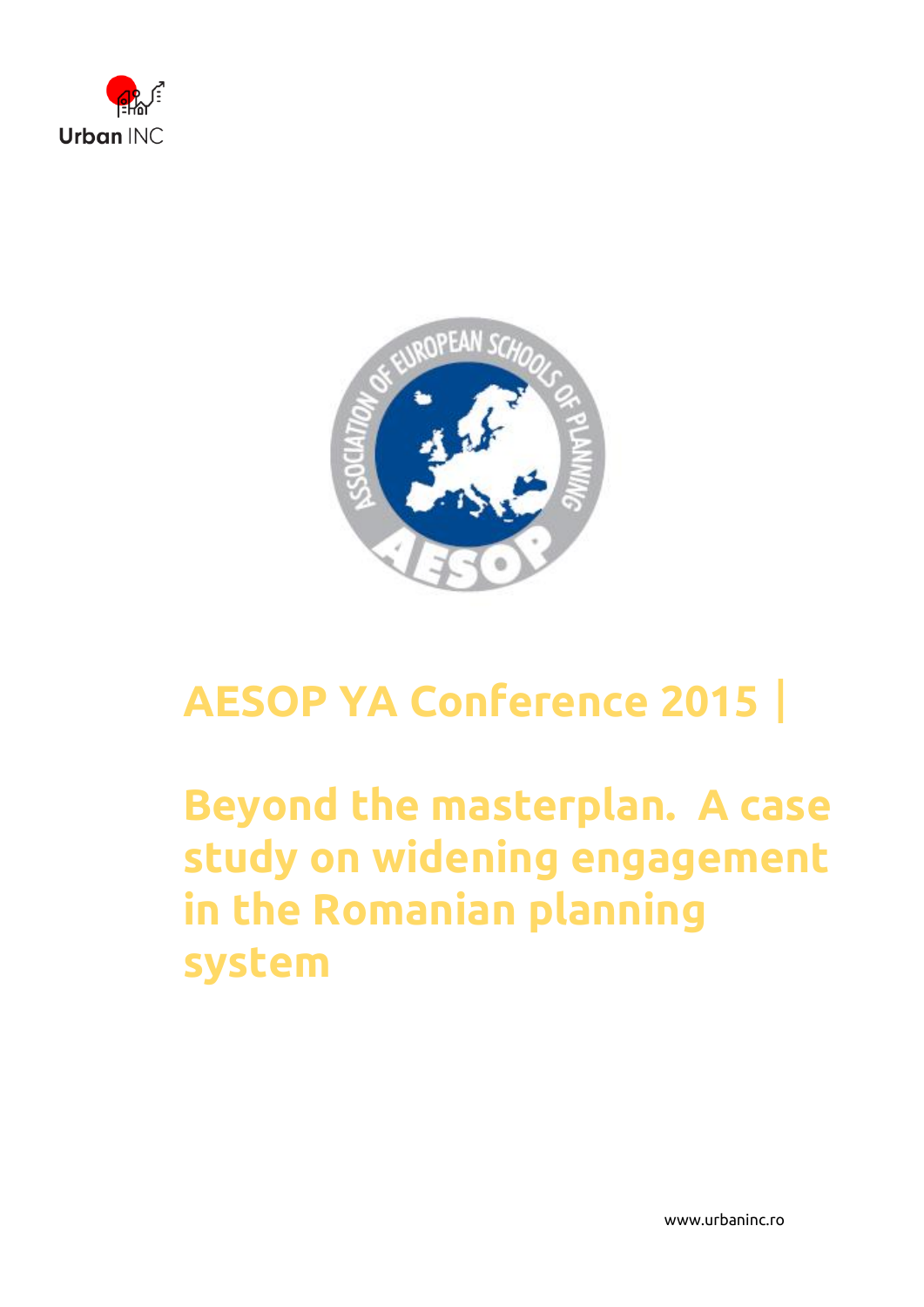Urban INC

# AESOP YA Conference 2015 |

# Beyond the masterplan. A case study on widening engagement in the Romanian planning system

www.urbaninc.ro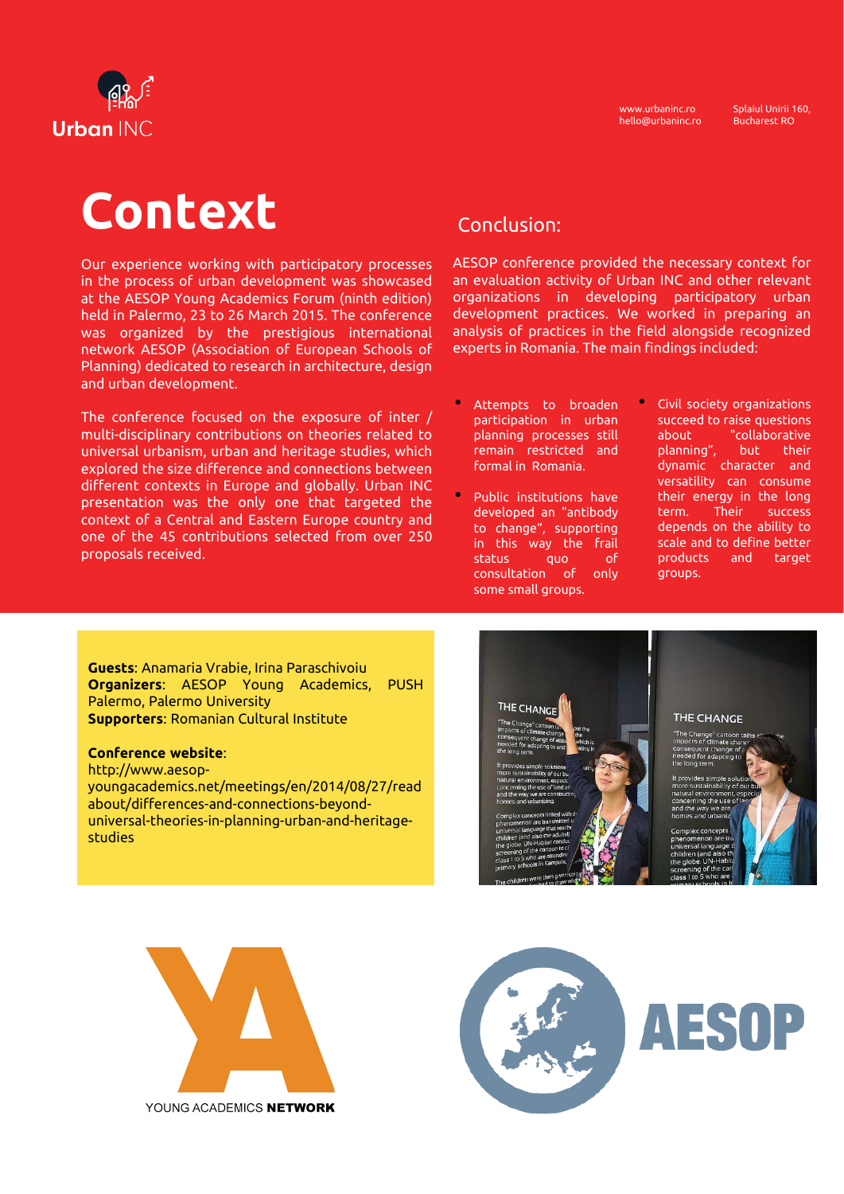Urban INC

www.urbaninc.ro
hello@urbaninc.ro

Splaiul Unirii 160,
Bucharest RO

# Context

Our experience working with participatory processes in the process of urban development was showcased at the AESOP Young Academics Forum (ninth edition) held in Palermo, 23 to 26 March 2015. The conference was organized by the prestigious international network AESOP (Association of European Schools of Planning) dedicated to research in architecture, design and urban development.

The conference focused on the exposure of inter / multi-disciplinary contributions on theories related to universal urbanism, urban and heritage studies, which explored the size difference and connections between different contexts in Europe and globally. Urban INC presentation was the only one that targeted the context of a Central and Eastern Europe country and one of the 45 contributions selected from over 250 proposals received.

## Conclusion:

AESOP conference provided the necessary context for an evaluation activity of Urban INC and other relevant organizations in developing participatory urban development practices. We worked in preparing an analysis of practices in the field alongside recognized experts in Romania. The main findings included:

- Attempts to broaden participation in urban planning processes still remain restricted and formal in Romania.
- Public institutions have developed an "antibody to change", supporting in this way the frail status quo of consultation of only some small groups.
- Civil society organizations succeed to raise questions about "collaborative planning", but their dynamic character and versatility can consume their energy in the long term. Their success depends on the ability to scale and to define better products and target groups.

**Guests**: Anamaria Vrabie, Irina Paraschivoiu
**Organizers**: AESOP Young Academics, PUSH Palermo, Palermo University
**Supporters**: Romanian Cultural Institute

**Conference website**:
http://www.aesop-youngacademics.net/meetings/en/2014/08/27/read about/differences-and-connections-beyond-universal-theories-in-planning-urban-and-heritage-studies

YOUNG ACADEMICS **NETWORK**

AESOP